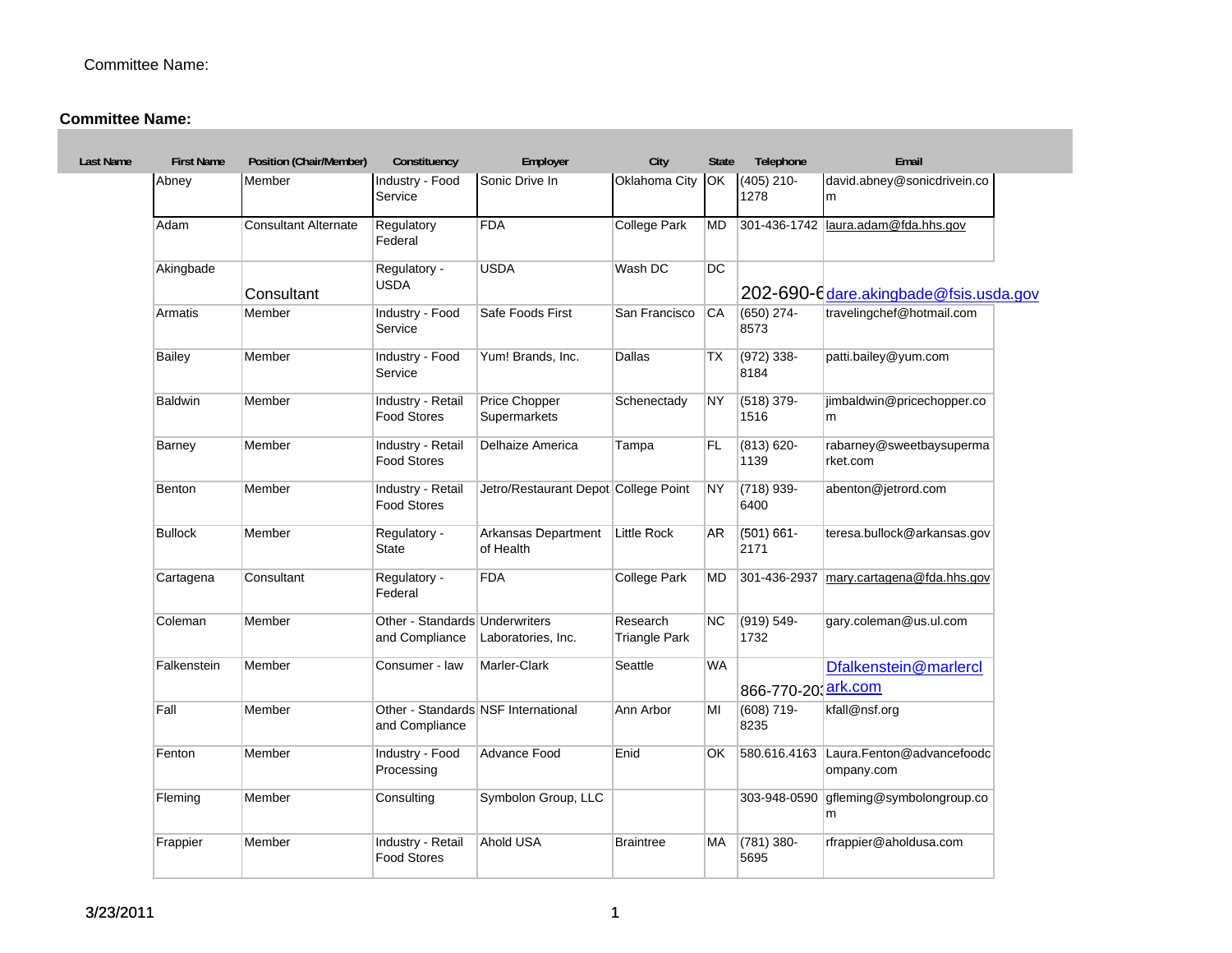Committee Name:

**Committee Name:**

| Last Name | First Name | Position (Chair/Member) | Constituency | Employer | City | State | Telephone | Email |
|---|---|---|---|---|---|---|---|---|
| Abney | Member | Industry - Food Service | Sonic Drive In | Oklahoma City | OK | (405) 210-1278 | david.abney@sonicdrivein.com | |
| Adam | Consultant Alternate | Regulatory Federal | FDA | College Park | MD | 301-436-1742 | laura.adam@fda.hhs.gov | |
| Akingbade | Consultant | Regulatory - USDA | USDA | Wash DC | DC | 202-690-6 | dare.akingbade@fsis.usda.gov | |
| Armatis | Member | Industry - Food Service | Safe Foods First | San Francisco | CA | (650) 274-8573 | travelingchef@hotmail.com | |
| Bailey | Member | Industry - Food Service | Yum! Brands, Inc. | Dallas | TX | (972) 338-8184 | patti.bailey@yum.com | |
| Baldwin | Member | Industry - Retail Food Stores | Price Chopper Supermarkets | Schenectady | NY | (518) 379-1516 | jimbaldwin@pricechopper.com | |
| Barney | Member | Industry - Retail Food Stores | Delhaize America | Tampa | FL | (813) 620-1139 | rabarney@sweetbaysupermarket.com | |
| Benton | Member | Industry - Retail Food Stores | Jetro/Restaurant Depot | College Point | NY | (718) 939-6400 | abenton@jetrord.com | |
| Bullock | Member | Regulatory - State | Arkansas Department of Health | Little Rock | AR | (501) 661-2171 | teresa.bullock@arkansas.gov | |
| Cartagena | Consultant | Regulatory - Federal | FDA | College Park | MD | 301-436-2937 | mary.cartagena@fda.hhs.gov | |
| Coleman | Member | Other - Standards and Compliance | Underwriters Laboratories, Inc. | Research Triangle Park | NC | (919) 549-1732 | gary.coleman@us.ul.com | |
| Falkenstein | Member | Consumer - law | Marler-Clark | Seattle | WA | 866-770-20 | Dfalkenstein@marlerclark.com | |
| Fall | Member | Other - Standards and Compliance | NSF International | Ann Arbor | MI | (608) 719-8235 | kfall@nsf.org | |
| Fenton | Member | Industry - Food Processing | Advance Food | Enid | OK | 580.616.4163 | Laura.Fenton@advancefoodcompany.com | |
| Fleming | Member | Consulting | Symbolon Group, LLC | | | 303-948-0590 | gfleming@symbolongroup.com | |
| Frappier | Member | Industry - Retail Food Stores | Ahold USA | Braintree | MA | (781) 380-5695 | rfrappier@aholdusa.com | |

3/23/2011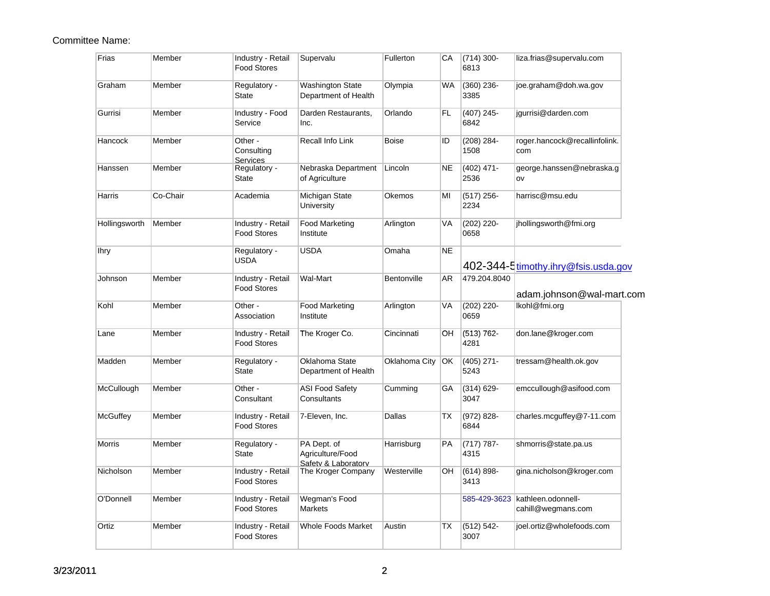Committee Name:

| | | | | | | | |
|---|---|---|---|---|---|---|---|
| Frias | Member | Industry - Retail Food Stores | Supervalu | Fullerton | CA | (714) 300-6813 | liza.frias@supervalu.com |
| Graham | Member | Regulatory - State | Washington State Department of Health | Olympia | WA | (360) 236-3385 | joe.graham@doh.wa.gov |
| Gurrisi | Member | Industry - Food Service | Darden Restaurants, Inc. | Orlando | FL | (407) 245-6842 | jgurrisi@darden.com |
| Hancock | Member | Other - Consulting Services | Recall Info Link | Boise | ID | (208) 284-1508 | roger.hancock@recallinfolink.com |
| Hanssen | Member | Regulatory - State | Nebraska Department of Agriculture | Lincoln | NE | (402) 471-2536 | george.hanssen@nebraska.gov |
| Harris | Co-Chair | Academia | Michigan State University | Okemos | MI | (517) 256-2234 | harrisc@msu.edu |
| Hollingsworth | Member | Industry - Retail Food Stores | Food Marketing Institute | Arlington | VA | (202) 220-0658 | jhollingsworth@fmi.org |
| Ihry | | Regulatory - USDA | USDA | Omaha | NE | 402-344-5 | timothy.ihry@fsis.usda.gov |
| Johnson | Member | Industry - Retail Food Stores | Wal-Mart | Bentonville | AR | 479.204.8040 | adam.johnson@wal-mart.com |
| Kohl | Member | Other - Association | Food Marketing Institute | Arlington | VA | (202) 220-0659 | lkohl@fmi.org |
| Lane | Member | Industry - Retail Food Stores | The Kroger Co. | Cincinnati | OH | (513) 762-4281 | don.lane@kroger.com |
| Madden | Member | Regulatory - State | Oklahoma State Department of Health | Oklahoma City | OK | (405) 271-5243 | tressam@health.ok.gov |
| McCullough | Member | Other - Consultant | ASI Food Safety Consultants | Cumming | GA | (314) 629-3047 | emccullough@asifood.com |
| McGuffey | Member | Industry - Retail Food Stores | 7-Eleven, Inc. | Dallas | TX | (972) 828-6844 | charles.mcguffey@7-11.com |
| Morris | Member | Regulatory - State | PA Dept. of Agriculture/Food Safety & Laboratory | Harrisburg | PA | (717) 787-4315 | shmorris@state.pa.us |
| Nicholson | Member | Industry - Retail Food Stores | The Kroger Company | Westerville | OH | (614) 898-3413 | gina.nicholson@kroger.com |
| O'Donnell | Member | Industry - Retail Food Stores | Wegman's Food Markets | | | 585-429-3623 | kathleen.odonnell-cahill@wegmans.com |
| Ortiz | Member | Industry - Retail Food Stores | Whole Foods Market | Austin | TX | (512) 542-3007 | joel.ortiz@wholefoods.com |

3/23/2011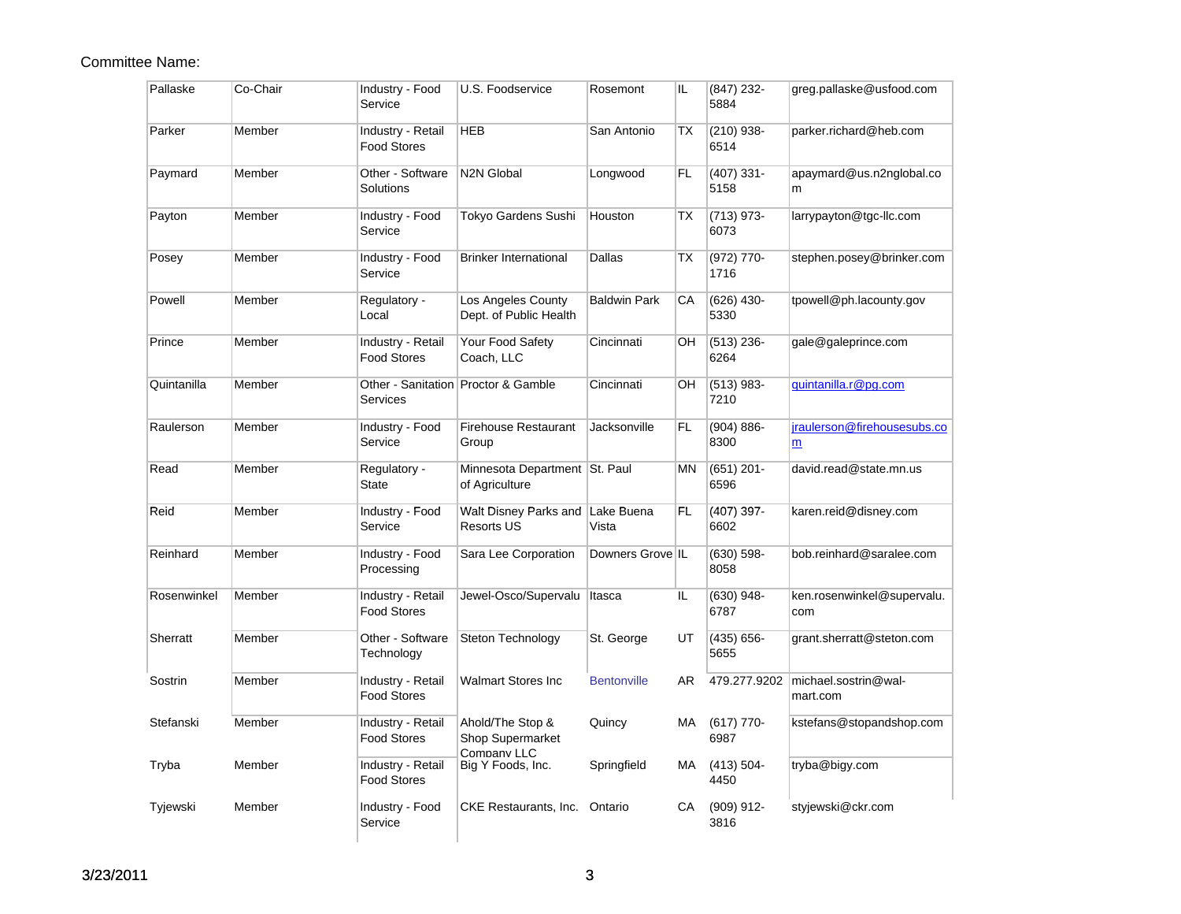Committee Name:

| | | | | | | | |
|---|---|---|---|---|---|---|---|
| Pallaske | Co-Chair | Industry - Food Service | U.S. Foodservice | Rosemont | IL | (847) 232-5884 | greg.pallaske@usfood.com |
| Parker | Member | Industry - Retail Food Stores | HEB | San Antonio | TX | (210) 938-6514 | parker.richard@heb.com |
| Paymard | Member | Other - Software Solutions | N2N Global | Longwood | FL | (407) 331-5158 | apaymard@us.n2nglobal.com |
| Payton | Member | Industry - Food Service | Tokyo Gardens Sushi | Houston | TX | (713) 973-6073 | larrypayton@tgc-llc.com |
| Posey | Member | Industry - Food Service | Brinker International | Dallas | TX | (972) 770-1716 | stephen.posey@brinker.com |
| Powell | Member | Regulatory - Local | Los Angeles County Dept. of Public Health | Baldwin Park | CA | (626) 430-5330 | tpowell@ph.lacounty.gov |
| Prince | Member | Industry - Retail Food Stores | Your Food Safety Coach, LLC | Cincinnati | OH | (513) 236-6264 | gale@galeprince.com |
| Quintanilla | Member | Other - Sanitation Services | Proctor & Gamble | Cincinnati | OH | (513) 983-7210 | quintanilla.r@pg.com |
| Raulerson | Member | Industry - Food Service | Firehouse Restaurant Group | Jacksonville | FL | (904) 886-8300 | jraulerson@firehousesubs.com |
| Read | Member | Regulatory - State | Minnesota Department of Agriculture | St. Paul | MN | (651) 201-6596 | david.read@state.mn.us |
| Reid | Member | Industry - Food Service | Walt Disney Parks and Resorts US | Lake Buena Vista | FL | (407) 397-6602 | karen.reid@disney.com |
| Reinhard | Member | Industry - Food Processing | Sara Lee Corporation | Downers Grove | IL | (630) 598-8058 | bob.reinhard@saralee.com |
| Rosenwinkel | Member | Industry - Retail Food Stores | Jewel-Osco/Supervalu | Itasca | IL | (630) 948-6787 | ken.rosenwinkel@supervalu.com |
| Sherratt | Member | Other - Software Technology | Steton Technology | St. George | UT | (435) 656-5655 | grant.sherratt@steton.com |
| Sostrin | Member | Industry - Retail Food Stores | Walmart Stores Inc | Bentonville | AR | 479.277.9202 | michael.sostrin@wal-mart.com |
| Stefanski | Member | Industry - Retail Food Stores | Ahold/The Stop & Shop Supermarket Company LLC | Quincy | MA | (617) 770-6987 | kstefans@stopandshop.com |
| Tryba | Member | Industry - Retail Food Stores | Big Y Foods, Inc. | Springfield | MA | (413) 504-4450 | tryba@bigy.com |
| Tyjewski | Member | Industry - Food Service | CKE Restaurants, Inc. | Ontario | CA | (909) 912-3816 | styjewski@ckr.com |

3/23/2011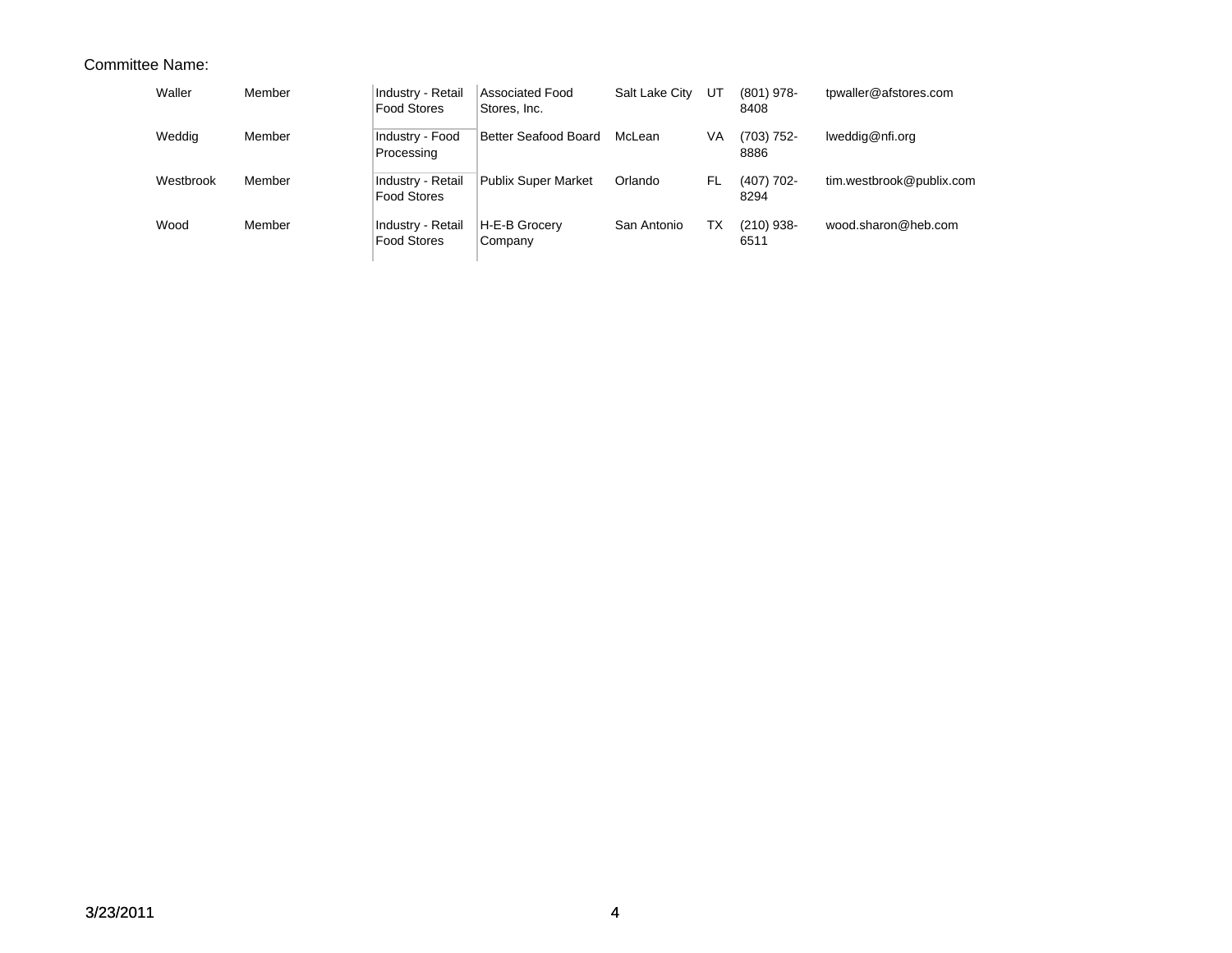Committee Name:

| | | | | | | | |
|---|---|---|---|---|---|---|---|
| Waller | Member | Industry - Retail Food Stores | Associated Food Stores, Inc. | Salt Lake City | UT | (801) 978-8408 | tpwaller@afstores.com |
| Weddig | Member | Industry - Food Processing | Better Seafood Board | McLean | VA | (703) 752-8886 | lweddig@nfi.org |
| Westbrook | Member | Industry - Retail Food Stores | Publix Super Market | Orlando | FL | (407) 702-8294 | tim.westbrook@publix.com |
| Wood | Member | Industry - Retail Food Stores | H-E-B Grocery Company | San Antonio | TX | (210) 938-6511 | wood.sharon@heb.com |

3/23/2011